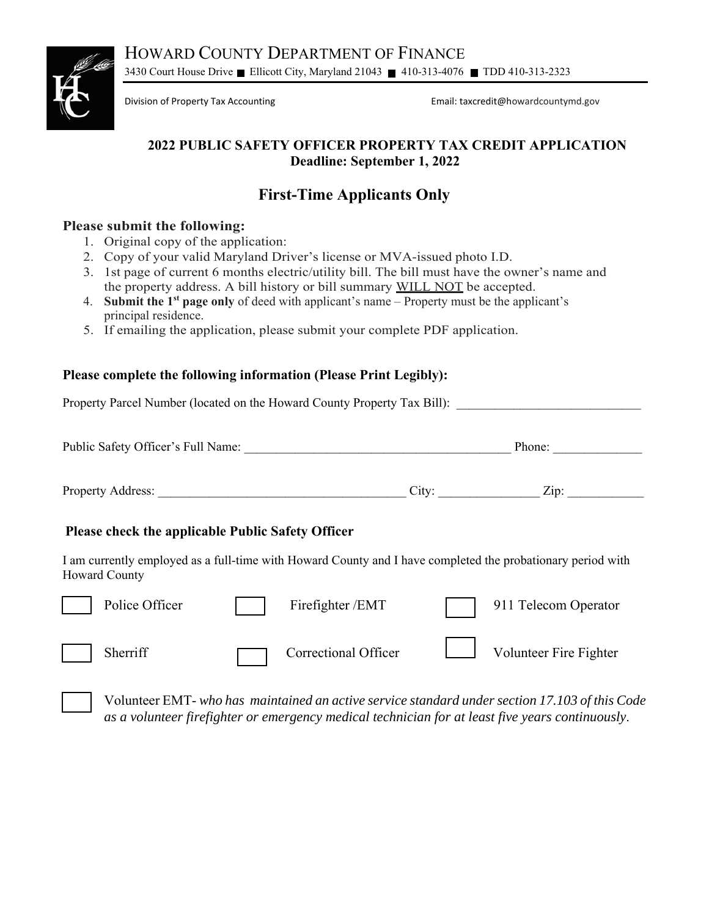# HOWARD COUNTY DEPARTMENT OF FINANCE

3430 Court House Drive ■ Ellicott City, Maryland 21043 ■ 410-313-4076 ■ TDD 410-313-2323

Division of Property Tax Accounting    Email: taxcredit@howardcountymd.gov

**2022 PUBLIC SAFETY OFFICER PROPERTY TAX CREDIT APPLICATION**
**Deadline: September 1, 2022**

## First-Time Applicants Only

### Please submit the following:

1. Original copy of the application:
2. Copy of your valid Maryland Driver's license or MVA-issued photo I.D.
3. 1st page of current 6 months electric/utility bill. The bill must have the owner's name and the property address. A bill history or bill summary WILL NOT be accepted.
4. **Submit the 1st page only** of deed with applicant's name – Property must be the applicant's principal residence.
5. If emailing the application, please submit your complete PDF application.

### Please complete the following information (Please Print Legibly):

Property Parcel Number (located on the Howard County Property Tax Bill): ____________________________

Public Safety Officer's Full Name: __________________________________________ Phone: ______________

Property Address: _______________________________________ City: ________________ Zip: ____________

### Please check the applicable Public Safety Officer

I am currently employed as a full-time with Howard County and I have completed the probationary period with Howard County

☐ Police Officer ☐ Firefighter /EMT ☐ 911 Telecom Operator

☐ Sherriff ☐ Correctional Officer ☐ Volunteer Fire Fighter

☐ Volunteer EMT- *who has maintained an active service standard under section 17.103 of this Code as a volunteer firefighter or emergency medical technician for at least five years continuously.*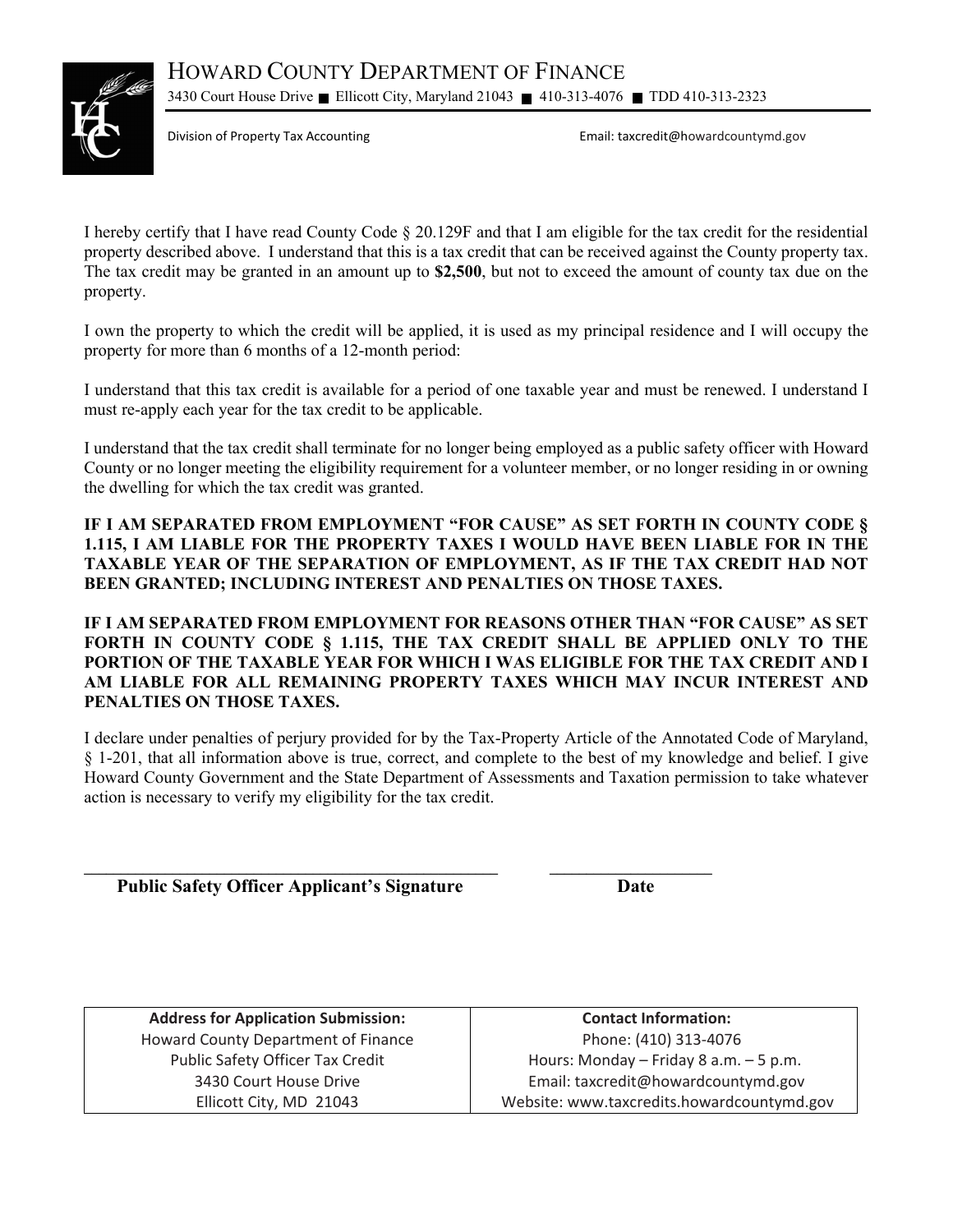# HOWARD COUNTY DEPARTMENT OF FINANCE

3430 Court House Drive ■ Ellicott City, Maryland 21043 ■ 410-313-4076 ■ TDD 410-313-2323

Division of Property Tax Accounting Email: taxcredit@howardcountymd.gov

I hereby certify that I have read County Code § 20.129F and that I am eligible for the tax credit for the residential property described above. I understand that this is a tax credit that can be received against the County property tax. The tax credit may be granted in an amount up to **$2,500**, but not to exceed the amount of county tax due on the property.

I own the property to which the credit will be applied, it is used as my principal residence and I will occupy the property for more than 6 months of a 12-month period:

I understand that this tax credit is available for a period of one taxable year and must be renewed. I understand I must re-apply each year for the tax credit to be applicable.

I understand that the tax credit shall terminate for no longer being employed as a public safety officer with Howard County or no longer meeting the eligibility requirement for a volunteer member, or no longer residing in or owning the dwelling for which the tax credit was granted.

**IF I AM SEPARATED FROM EMPLOYMENT "FOR CAUSE" AS SET FORTH IN COUNTY CODE § 1.115, I AM LIABLE FOR THE PROPERTY TAXES I WOULD HAVE BEEN LIABLE FOR IN THE TAXABLE YEAR OF THE SEPARATION OF EMPLOYMENT, AS IF THE TAX CREDIT HAD NOT BEEN GRANTED; INCLUDING INTEREST AND PENALTIES ON THOSE TAXES.**

**IF I AM SEPARATED FROM EMPLOYMENT FOR REASONS OTHER THAN "FOR CAUSE" AS SET FORTH IN COUNTY CODE § 1.115, THE TAX CREDIT SHALL BE APPLIED ONLY TO THE PORTION OF THE TAXABLE YEAR FOR WHICH I WAS ELIGIBLE FOR THE TAX CREDIT AND I AM LIABLE FOR ALL REMAINING PROPERTY TAXES WHICH MAY INCUR INTEREST AND PENALTIES ON THOSE TAXES.**

I declare under penalties of perjury provided for by the Tax-Property Article of the Annotated Code of Maryland, § 1-201, that all information above is true, correct, and complete to the best of my knowledge and belief. I give Howard County Government and the State Department of Assessments and Taxation permission to take whatever action is necessary to verify my eligibility for the tax credit.

\_\_\_\_\_\_\_\_\_\_\_\_\_\_\_\_\_\_\_\_\_\_\_\_\_\_\_\_\_\_\_\_\_\_\_\_\_\_\_\_ \_\_\_\_\_\_\_\_\_\_\_\_\_\_\_\_\_\_\_\_

**Public Safety Officer Applicant's Signature** **Date**

| **Address for Application Submission:** | **Contact Information:** |
|---|---|
| Howard County Department of Finance | Phone: (410) 313-4076 |
| Public Safety Officer Tax Credit | Hours: Monday – Friday 8 a.m. – 5 p.m. |
| 3430 Court House Drive | Email: taxcredit@howardcountymd.gov |
| Ellicott City, MD 21043 | Website: www.taxcredits.howardcountymd.gov |